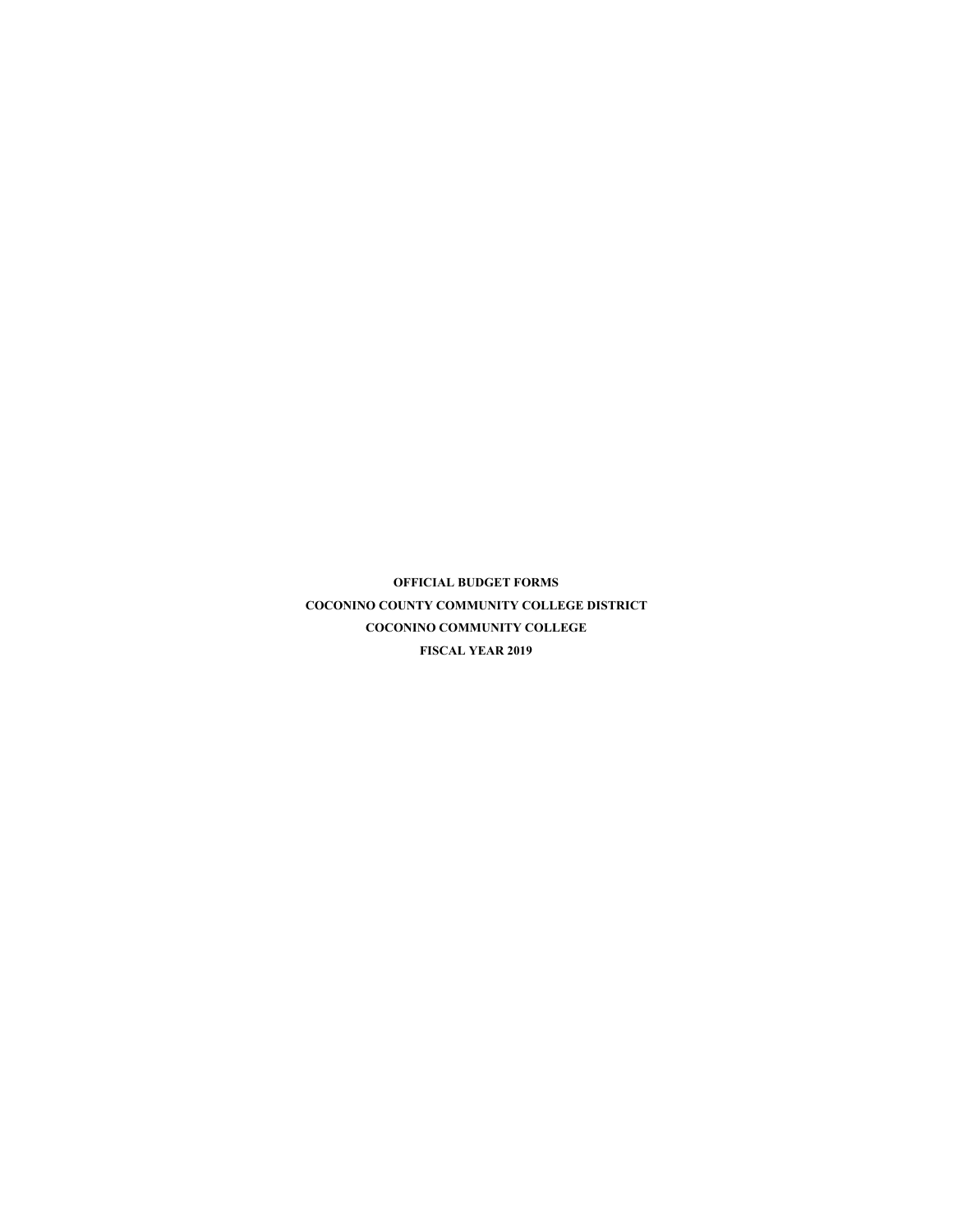**OFFICIAL BUDGET FORMS**

**COCONINO COUNTY COMMUNITY COLLEGE DISTRICT**

**COCONINO COMMUNITY COLLEGE**

**FISCAL YEAR 2019**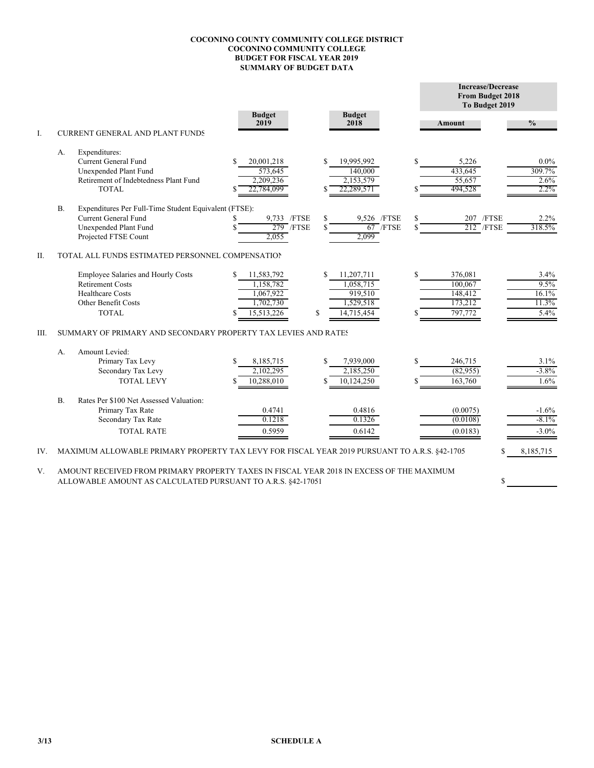**COCONINO COUNTY COMMUNITY COLLEGE DISTRICT**
**COCONINO COMMUNITY COLLEGE**
**BUDGET FOR FISCAL YEAR 2019**
**SUMMARY OF BUDGET DATA**

| | | | Budget 2019 | Budget 2018 | Increase/Decrease From Budget 2018 To Budget 2019 Amount | % |
|---|---|---|---|---|---|---|
| I. | CURRENT GENERAL AND PLANT FUNDS | | | | | |
| | A. | Expenditures: | | | | |
| | | Current General Fund | $ 20,001,218 | $ 19,995,992 | $ 5,226 | 0.0% |
| | | Unexpended Plant Fund | 573,645 | 140,000 | 433,645 | 309.7% |
| | | Retirement of Indebtedness Plant Fund | 2,209,236 | 2,153,579 | 55,657 | 2.6% |
| | | TOTAL | $ 22,784,099 | $ 22,289,571 | $ 494,528 | 2.2% |
| | B. | Expenditures Per Full-Time Student Equivalent (FTSE): | | | | |
| | | Current General Fund | $ 9,733 /FTSE | $ 9,526 /FTSE | $ 207 /FTSE | 2.2% |
| | | Unexpended Plant Fund | $ 279 /FTSE | $ 67 /FTSE | $ 212 /FTSE | 318.5% |
| | | Projected FTSE Count | 2,055 | 2,099 | | |
| II. | TOTAL ALL FUNDS ESTIMATED PERSONNEL COMPENSATION | | | | | |
| | | Employee Salaries and Hourly Costs | $ 11,583,792 | $ 11,207,711 | $ 376,081 | 3.4% |
| | | Retirement Costs | 1,158,782 | 1,058,715 | 100,067 | 9.5% |
| | | Healthcare Costs | 1,067,922 | 919,510 | 148,412 | 16.1% |
| | | Other Benefit Costs | 1,702,730 | 1,529,518 | 173,212 | 11.3% |
| | | TOTAL | $ 15,513,226 | $ 14,715,454 | $ 797,772 | 5.4% |
| III. | SUMMARY OF PRIMARY AND SECONDARY PROPERTY TAX LEVIES AND RATES | | | | | |
| | A. | Amount Levied: | | | | |
| | | Primary Tax Levy | $ 8,185,715 | $ 7,939,000 | $ 246,715 | 3.1% |
| | | Secondary Tax Levy | 2,102,295 | 2,185,250 | (82,955) | -3.8% |
| | | TOTAL LEVY | $ 10,288,010 | $ 10,124,250 | $ 163,760 | 1.6% |
| | B. | Rates Per $100 Net Assessed Valuation: | | | | |
| | | Primary Tax Rate | 0.4741 | 0.4816 | (0.0075) | -1.6% |
| | | Secondary Tax Rate | 0.1218 | 0.1326 | (0.0108) | -8.1% |
| | | TOTAL RATE | 0.5959 | 0.6142 | (0.0183) | -3.0% |

IV. MAXIMUM ALLOWABLE PRIMARY PROPERTY TAX LEVY FOR FISCAL YEAR 2019 PURSUANT TO A.R.S. §42-1705 $ 8,185,715

V. AMOUNT RECEIVED FROM PRIMARY PROPERTY TAXES IN FISCAL YEAR 2018 IN EXCESS OF THE MAXIMUM ALLOWABLE AMOUNT AS CALCULATED PURSUANT TO A.R.S. §42-17051 $ ________

3/13

**SCHEDULE A**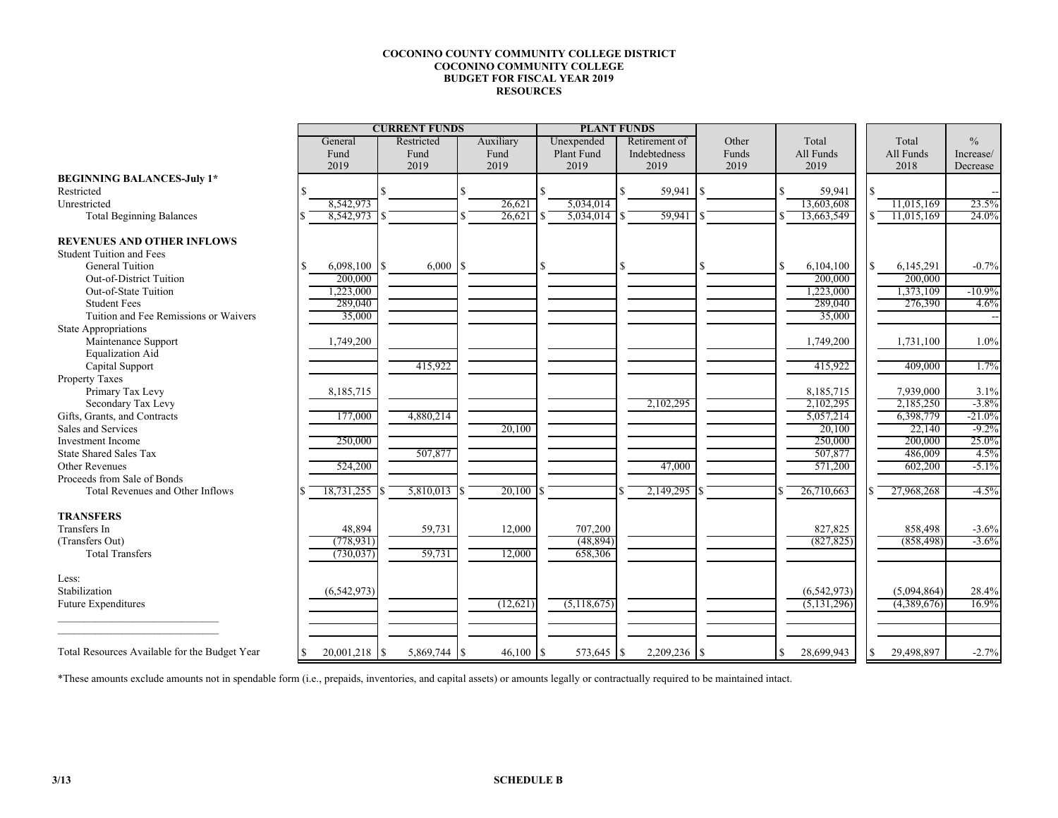**COCONINO COUNTY COMMUNITY COLLEGE DISTRICT**
**COCONINO COMMUNITY COLLEGE**
**BUDGET FOR FISCAL YEAR 2019**
**RESOURCES**

| | CURRENT FUNDS | | | PLANT FUNDS | | | | | |
|---|---|---|---|---|---|---|---|---|---|
| | General Fund 2019 | Restricted Fund 2019 | Auxiliary Fund 2019 | Unexpended Plant Fund 2019 | Retirement of Indebtedness 2019 | Other Funds 2019 | Total All Funds 2019 | Total All Funds 2018 | % Increase/ Decrease |
| **BEGINNING BALANCES-July 1*** | | | | | | | | | |
| Restricted | $ | $ | $ | $ | $ 59,941 | $ | $ 59,941 | $ | -- |
| Unrestricted | 8,542,973 | | 26,621 | 5,034,014 | | | 13,603,608 | 11,015,169 | 23.5% |
| Total Beginning Balances | $ 8,542,973 | $ | $ 26,621 | $ 5,034,014 | $ 59,941 | $ | $ 13,663,549 | $ 11,015,169 | 24.0% |
| **REVENUES AND OTHER INFLOWS** | | | | | | | | | |
| Student Tuition and Fees | | | | | | | | | |
| General Tuition | $ 6,098,100 | $ 6,000 | $ | $ | $ | $ | $ 6,104,100 | $ 6,145,291 | -0.7% |
| Out-of-District Tuition | 200,000 | | | | | | 200,000 | 200,000 | |
| Out-of-State Tuition | 1,223,000 | | | | | | 1,223,000 | 1,373,109 | -10.9% |
| Student Fees | 289,040 | | | | | | 289,040 | 276,390 | 4.6% |
| Tuition and Fee Remissions or Waivers | 35,000 | | | | | | 35,000 | | -- |
| State Appropriations | | | | | | | | | |
| Maintenance Support | 1,749,200 | | | | | | 1,749,200 | 1,731,100 | 1.0% |
| Equalization Aid | | | | | | | | | |
| Capital Support | | 415,922 | | | | | 415,922 | 409,000 | 1.7% |
| Property Taxes | | | | | | | | | |
| Primary Tax Levy | 8,185,715 | | | | | | 8,185,715 | 7,939,000 | 3.1% |
| Secondary Tax Levy | | | | | 2,102,295 | | 2,102,295 | 2,185,250 | -3.8% |
| Gifts, Grants, and Contracts | 177,000 | 4,880,214 | | | | | 5,057,214 | 6,398,779 | -21.0% |
| Sales and Services | | | 20,100 | | | | 20,100 | 22,140 | -9.2% |
| Investment Income | 250,000 | | | | | | 250,000 | 200,000 | 25.0% |
| State Shared Sales Tax | | 507,877 | | | | | 507,877 | 486,009 | 4.5% |
| Other Revenues | 524,200 | | | | 47,000 | | 571,200 | 602,200 | -5.1% |
| Proceeds from Sale of Bonds | | | | | | | | | |
| Total Revenues and Other Inflows | $ 18,731,255 | $ 5,810,013 | $ 20,100 | $ | $ 2,149,295 | $ | $ 26,710,663 | $ 27,968,268 | -4.5% |
| **TRANSFERS** | | | | | | | | | |
| Transfers In | 48,894 | 59,731 | 12,000 | 707,200 | | | 827,825 | 858,498 | -3.6% |
| (Transfers Out) | (778,931) | | | (48,894) | | | (827,825) | (858,498) | -3.6% |
| Total Transfers | (730,037) | 59,731 | 12,000 | 658,306 | | | | | |
| Less: | | | | | | | | | |
| Stabilization | (6,542,973) | | | | | | (6,542,973) | (5,094,864) | 28.4% |
| Future Expenditures | | | (12,621) | (5,118,675) | | | (5,131,296) | (4,389,676) | 16.9% |
| Total Resources Available for the Budget Year | $ 20,001,218 | $ 5,869,744 | $ 46,100 | $ 573,645 | $ 2,209,236 | $ | $ 28,699,943 | $ 29,498,897 | -2.7% |

*These amounts exclude amounts not in spendable form (i.e., prepaids, inventories, and capital assets) or amounts legally or contractually required to be maintained intact.

3/13

**SCHEDULE B**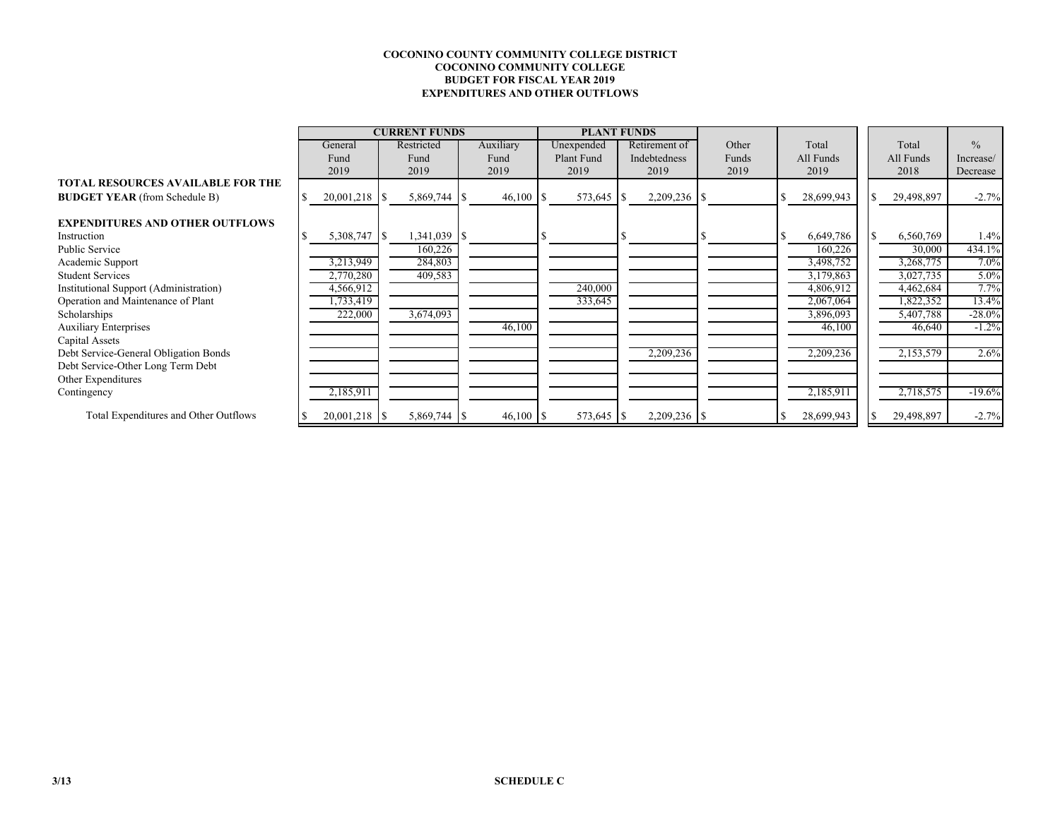**COCONINO COUNTY COMMUNITY COLLEGE DISTRICT**
**COCONINO COMMUNITY COLLEGE**
**BUDGET FOR FISCAL YEAR 2019**
**EXPENDITURES AND OTHER OUTFLOWS**

| | CURRENT FUNDS | | | PLANT FUNDS | | | | | |
|---|---|---|---|---|---|---|---|---|---|
| | General Fund 2019 | Restricted Fund 2019 | Auxiliary Fund 2019 | Unexpended Plant Fund 2019 | Retirement of Indebtedness 2019 | Other Funds 2019 | Total All Funds 2019 | Total All Funds 2018 | % Increase/ Decrease |
| **TOTAL RESOURCES AVAILABLE FOR THE BUDGET YEAR** (from Schedule B) | $ 20,001,218 | $ 5,869,744 | $ 46,100 | $ 573,645 | $ 2,209,236 | $ | $ 28,699,943 | $ 29,498,897 | -2.7% |
| **EXPENDITURES AND OTHER OUTFLOWS** | | | | | | | | | |
| Instruction | $ 5,308,747 | $ 1,341,039 | $ | $ | $ | $ | $ 6,649,786 | $ 6,560,769 | 1.4% |
| Public Service | | 160,226 | | | | | 160,226 | 30,000 | 434.1% |
| Academic Support | 3,213,949 | 284,803 | | | | | 3,498,752 | 3,268,775 | 7.0% |
| Student Services | 2,770,280 | 409,583 | | | | | 3,179,863 | 3,027,735 | 5.0% |
| Institutional Support (Administration) | 4,566,912 | | | 240,000 | | | 4,806,912 | 4,462,684 | 7.7% |
| Operation and Maintenance of Plant | 1,733,419 | | | 333,645 | | | 2,067,064 | 1,822,352 | 13.4% |
| Scholarships | 222,000 | 3,674,093 | | | | | 3,896,093 | 5,407,788 | -28.0% |
| Auxiliary Enterprises | | | 46,100 | | | | 46,100 | 46,640 | -1.2% |
| Capital Assets | | | | | | | | | |
| Debt Service-General Obligation Bonds | | | | | 2,209,236 | | 2,209,236 | 2,153,579 | 2.6% |
| Debt Service-Other Long Term Debt | | | | | | | | | |
| Other Expenditures | | | | | | | | | |
| Contingency | 2,185,911 | | | | | | 2,185,911 | 2,718,575 | -19.6% |
| Total Expenditures and Other Outflows | $ 20,001,218 | $ 5,869,744 | $ 46,100 | $ 573,645 | $ 2,209,236 | $ | $ 28,699,943 | $ 29,498,897 | -2.7% |

3/13

SCHEDULE C